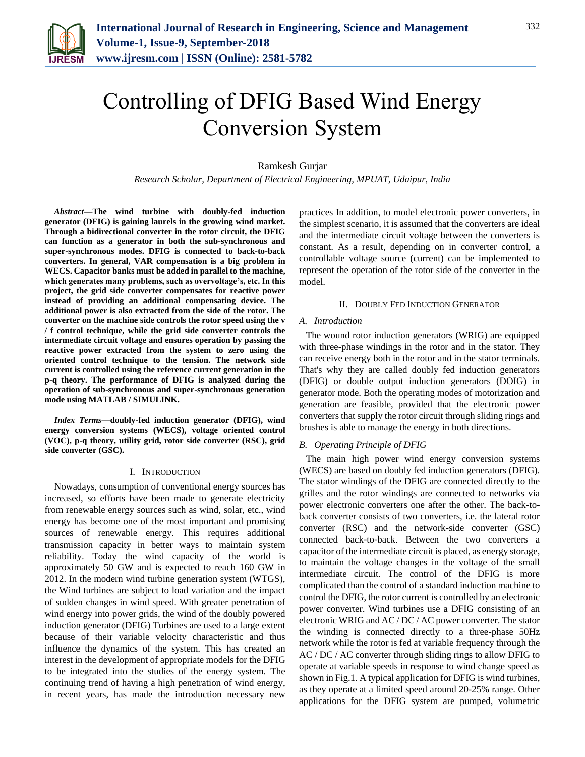# Controlling of DFIG Based Wind Energy Conversion System

Ramkesh Gurjar

*Research Scholar, Department of Electrical Engineering, MPUAT, Udaipur, India*

***Abstract*—The wind turbine with doubly-fed induction generator (DFIG) is gaining laurels in the growing wind market. Through a bidirectional converter in the rotor circuit, the DFIG can function as a generator in both the sub-synchronous and super-synchronous modes. DFIG is connected to back-to-back converters. In general, VAR compensation is a big problem in WECS. Capacitor banks must be added in parallel to the machine, which generates many problems, such as overvoltage's, etc. In this project, the grid side converter compensates for reactive power instead of providing an additional compensating device. The additional power is also extracted from the side of the rotor. The converter on the machine side controls the rotor speed using the v / f control technique, while the grid side converter controls the intermediate circuit voltage and ensures operation by passing the reactive power extracted from the system to zero using the oriented control technique to the tension. The network side current is controlled using the reference current generation in the p-q theory. The performance of DFIG is analyzed during the operation of sub-synchronous and super-synchronous generation mode using MATLAB / SIMULINK.**

***Index Terms*—doubly-fed induction generator (DFIG), wind energy conversion systems (WECS), voltage oriented control (VOC), p-q theory, utility grid, rotor side converter (RSC), grid side converter (GSC).**

## I. Introduction

Nowadays, consumption of conventional energy sources has increased, so efforts have been made to generate electricity from renewable energy sources such as wind, solar, etc., wind energy has become one of the most important and promising sources of renewable energy. This requires additional transmission capacity in better ways to maintain system reliability. Today the wind capacity of the world is approximately 50 GW and is expected to reach 160 GW in 2012. In the modern wind turbine generation system (WTGS), the Wind turbines are subject to load variation and the impact of sudden changes in wind speed. With greater penetration of wind energy into power grids, the wind of the doubly powered induction generator (DFIG) Turbines are used to a large extent because of their variable velocity characteristic and thus influence the dynamics of the system. This has created an interest in the development of appropriate models for the DFIG to be integrated into the studies of the energy system. The continuing trend of having a high penetration of wind energy, in recent years, has made the introduction necessary new practices In addition, to model electronic power converters, in the simplest scenario, it is assumed that the converters are ideal and the intermediate circuit voltage between the converters is constant. As a result, depending on in converter control, a controllable voltage source (current) can be implemented to represent the operation of the rotor side of the converter in the model.

## II. Doubly Fed Induction Generator

### A. Introduction

The wound rotor induction generators (WRIG) are equipped with three-phase windings in the rotor and in the stator. They can receive energy both in the rotor and in the stator terminals. That's why they are called doubly fed induction generators (DFIG) or double output induction generators (DOIG) in generator mode. Both the operating modes of motorization and generation are feasible, provided that the electronic power converters that supply the rotor circuit through sliding rings and brushes is able to manage the energy in both directions.

### B. Operating Principle of DFIG

The main high power wind energy conversion systems (WECS) are based on doubly fed induction generators (DFIG). The stator windings of the DFIG are connected directly to the grilles and the rotor windings are connected to networks via power electronic converters one after the other. The back-to-back converter consists of two converters, i.e. the lateral rotor converter (RSC) and the network-side converter (GSC) connected back-to-back. Between the two converters a capacitor of the intermediate circuit is placed, as energy storage, to maintain the voltage changes in the voltage of the small intermediate circuit. The control of the DFIG is more complicated than the control of a standard induction machine to control the DFIG, the rotor current is controlled by an electronic power converter. Wind turbines use a DFIG consisting of an electronic WRIG and AC / DC / AC power converter. The stator the winding is connected directly to a three-phase 50Hz network while the rotor is fed at variable frequency through the AC / DC / AC converter through sliding rings to allow DFIG to operate at variable speeds in response to wind change speed as shown in Fig.1. A typical application for DFIG is wind turbines, as they operate at a limited speed around 20-25% range. Other applications for the DFIG system are pumped, volumetric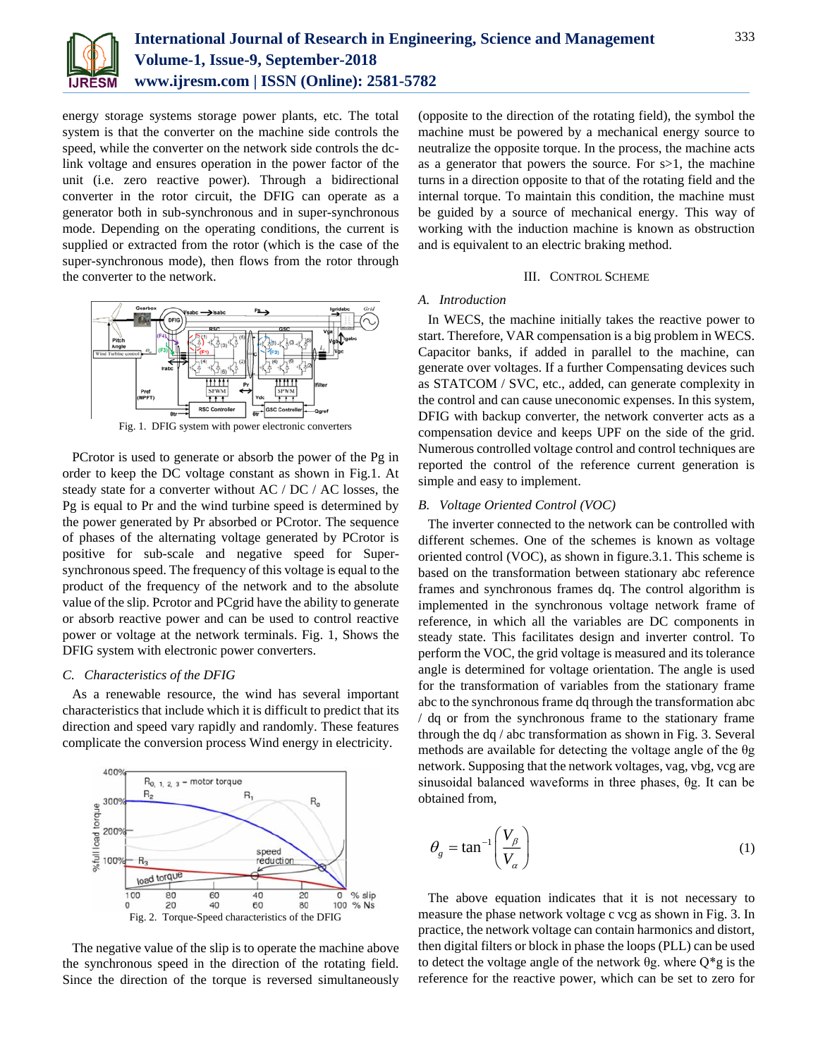energy storage systems storage power plants, etc. The total system is that the converter on the machine side controls the speed, while the converter on the network side controls the dc-link voltage and ensures operation in the power factor of the unit (i.e. zero reactive power). Through a bidirectional converter in the rotor circuit, the DFIG can operate as a generator both in sub-synchronous and in super-synchronous mode. Depending on the operating conditions, the current is supplied or extracted from the rotor (which is the case of the super-synchronous mode), then flows from the rotor through the converter to the network.

Fig. 1. DFIG system with power electronic converters

PCrotor is used to generate or absorb the power of the Pg in order to keep the DC voltage constant as shown in Fig.1. At steady state for a converter without AC / DC / AC losses, the Pg is equal to Pr and the wind turbine speed is determined by the power generated by Pr absorbed or PCrotor. The sequence of phases of the alternating voltage generated by PCrotor is positive for sub-scale and negative speed for Super-synchronous speed. The frequency of this voltage is equal to the product of the frequency of the network and to the absolute value of the slip. Pcrotor and PCgrid have the ability to generate or absorb reactive power and can be used to control reactive power or voltage at the network terminals. Fig. 1, Shows the DFIG system with electronic power converters.

### C. Characteristics of the DFIG

As a renewable resource, the wind has several important characteristics that include which it is difficult to predict that its direction and speed vary rapidly and randomly. These features complicate the conversion process Wind energy in electricity.

Fig. 2. Torque-Speed characteristics of the DFIG

The negative value of the slip is to operate the machine above the synchronous speed in the direction of the rotating field. Since the direction of the torque is reversed simultaneously (opposite to the direction of the rotating field), the symbol the machine must be powered by a mechanical energy source to neutralize the opposite torque. In the process, the machine acts as a generator that powers the source. For s>1, the machine turns in a direction opposite to that of the rotating field and the internal torque. To maintain this condition, the machine must be guided by a source of mechanical energy. This way of working with the induction machine is known as obstruction and is equivalent to an electric braking method.

## III. Control Scheme

### A. Introduction

In WECS, the machine initially takes the reactive power to start. Therefore, VAR compensation is a big problem in WECS. Capacitor banks, if added in parallel to the machine, can generate over voltages. If a further Compensating devices such as STATCOM / SVC, etc., added, can generate complexity in the control and can cause uneconomic expenses. In this system, DFIG with backup converter, the network converter acts as a compensation device and keeps UPF on the side of the grid. Numerous controlled voltage control and control techniques are reported the control of the reference current generation is simple and easy to implement.

### B. Voltage Oriented Control (VOC)

The inverter connected to the network can be controlled with different schemes. One of the schemes is known as voltage oriented control (VOC), as shown in figure.3.1. This scheme is based on the transformation between stationary abc reference frames and synchronous frames dq. The control algorithm is implemented in the synchronous voltage network frame of reference, in which all the variables are DC components in steady state. This facilitates design and inverter control. To perform the VOC, the grid voltage is measured and its tolerance angle is determined for voltage orientation. The angle is used for the transformation of variables from the stationary frame abc to the synchronous frame dq through the transformation abc / dq or from the synchronous frame to the stationary frame through the dq / abc transformation as shown in Fig. 3. Several methods are available for detecting the voltage angle of the θg network. Supposing that the network voltages, vag, vbg, vcg are sinusoidal balanced waveforms in three phases, θg. It can be obtained from,

$$\theta_g = \tan^{-1}\left(\frac{V_\beta}{V_\alpha}\right) \tag{1}$$

The above equation indicates that it is not necessary to measure the phase network voltage c vcg as shown in Fig. 3. In practice, the network voltage can contain harmonics and distort, then digital filters or block in phase the loops (PLL) can be used to detect the voltage angle of the network θg. where Q*g is the reference for the reactive power, which can be set to zero for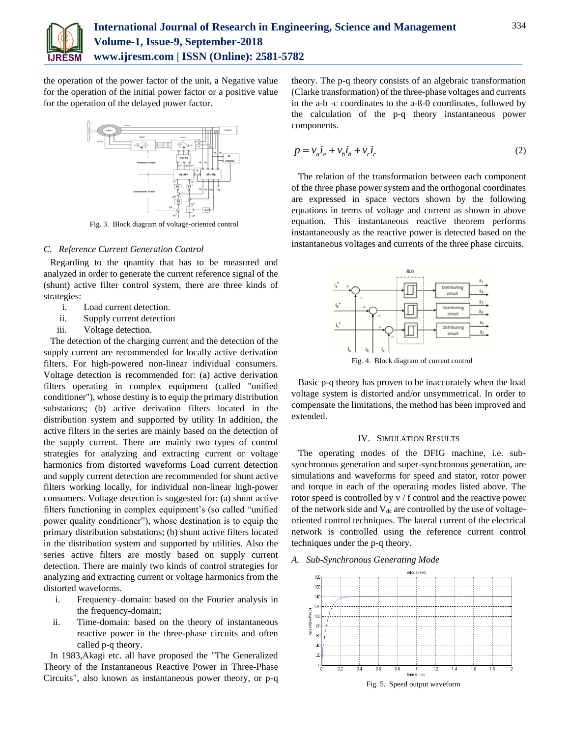the operation of the power factor of the unit, a Negative value for the operation of the initial power factor or a positive value for the operation of the delayed power factor.

Fig. 3. Block diagram of voltage-oriented control

### *C. Reference Current Generation Control*

Regarding to the quantity that has to be measured and analyzed in order to generate the current reference signal of the (shunt) active filter control system, there are three kinds of strategies:

i. Load current detection.
ii. Supply current detection
iii. Voltage detection.

The detection of the charging current and the detection of the supply current are recommended for locally active derivation filters. For high-powered non-linear individual consumers. Voltage detection is recommended for: (a) active derivation filters operating in complex equipment (called "unified conditioner"), whose destiny is to equip the primary distribution substations; (b) active derivation filters located in the distribution system and supported by utility In addition, the active filters in the series are mainly based on the detection of the supply current. There are mainly two types of control strategies for analyzing and extracting current or voltage harmonics from distorted waveforms Load current detection and supply current detection are recommended for shunt active filters working locally, for individual non-linear high-power consumers. Voltage detection is suggested for: (a) shunt active filters functioning in complex equipment's (so called "unified power quality conditioner"), whose destination is to equip the primary distribution substations; (b) shunt active filters located in the distribution system and supported by utilities. Also the series active filters are mostly based on supply current detection. There are mainly two kinds of control strategies for analyzing and extracting current or voltage harmonics from the distorted waveforms.

i. Frequency–domain: based on the Fourier analysis in the frequency-domain;
ii. Time-domain: based on the theory of instantaneous reactive power in the three-phase circuits and often called p-q theory.

In 1983,Akagi etc. all have proposed the "The Generalized Theory of the Instantaneous Reactive Power in Three-Phase Circuits", also known as instantaneous power theory, or p-q theory. The p-q theory consists of an algebraic transformation (Clarke transformation) of the three-phase voltages and currents in the a-b -c coordinates to the a-ß-0 coordinates, followed by the calculation of the p-q theory instantaneous power components.

$$p = v_a i_a + v_b i_b + v_c i_c \tag{2}$$

The relation of the transformation between each component of the three phase power system and the orthogonal coordinates are expressed in space vectors shown by the following equations in terms of voltage and current as shown in above equation. This instantaneous reactive theorem performs instantaneously as the reactive power is detected based on the instantaneous voltages and currents of the three phase circuits.

Fig. 4. Block diagram of current control

Basic p-q theory has proven to be inaccurately when the load voltage system is distorted and/or unsymmetrical. In order to compensate the limitations, the method has been improved and extended.

## IV. Simulation Results

The operating modes of the DFIG machine, i.e. sub-synchronous generation and super-synchronous generation, are simulations and waveforms for speed and stator, rotor power and torque in each of the operating modes listed above. The rotor speed is controlled by v / f control and the reactive power of the network side and $V_{dc}$ are controlled by the use of voltage-oriented control techniques. The lateral current of the electrical network is controlled using the reference current control techniques under the p-q theory.

### *A. Sub-Synchronous Generating Mode*

Fig. 5. Speed output waveform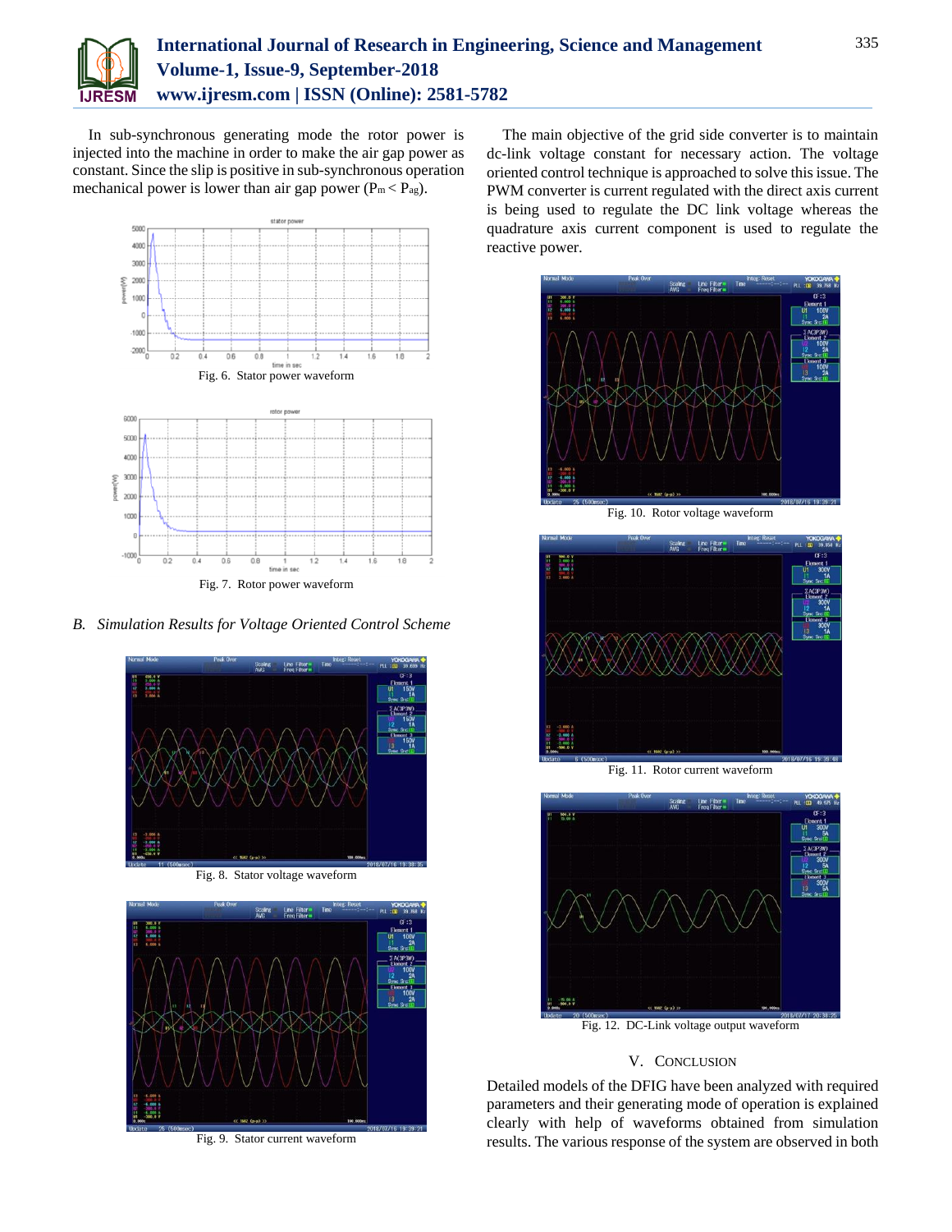In sub-synchronous generating mode the rotor power is injected into the machine in order to make the air gap power as constant. Since the slip is positive in sub-synchronous operation mechanical power is lower than air gap power ($P_m < P_{ag}$).

Fig. 6. Stator power waveform

Fig. 7. Rotor power waveform

### B. Simulation Results for Voltage Oriented Control Scheme

Fig. 8. Stator voltage waveform

Fig. 9. Stator current waveform

The main objective of the grid side converter is to maintain dc-link voltage constant for necessary action. The voltage oriented control technique is approached to solve this issue. The PWM converter is current regulated with the direct axis current is being used to regulate the DC link voltage whereas the quadrature axis current component is used to regulate the reactive power.

Fig. 10. Rotor voltage waveform

Fig. 11. Rotor current waveform

Fig. 12. DC-Link voltage output waveform

## V. Conclusion

Detailed models of the DFIG have been analyzed with required parameters and their generating mode of operation is explained clearly with help of waveforms obtained from simulation results. The various response of the system are observed in both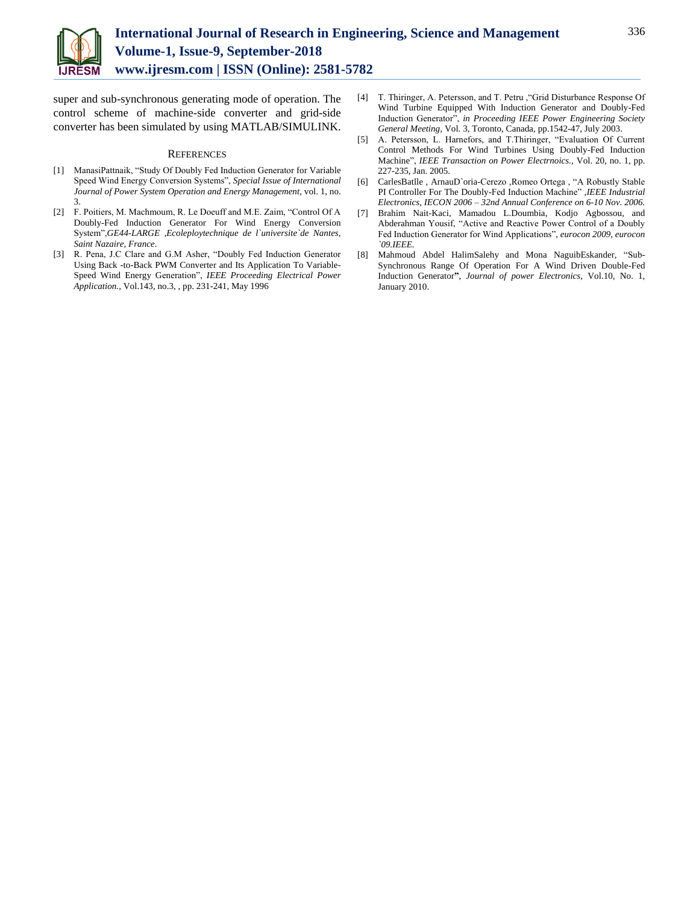super and sub-synchronous generating mode of operation. The control scheme of machine-side converter and grid-side converter has been simulated by using MATLAB/SIMULINK.

## References

[1] ManasiPattnaik, “Study Of Doubly Fed Induction Generator for Variable Speed Wind Energy Conversion Systems”, *Special Issue of International Journal of Power System Operation and Energy Management*, vol. 1, no. 3.

[2] F. Poitiers, M. Machmoum, R. Le Doeuff and M.E. Zaim, “Control Of A Doubly-Fed Induction Generator For Wind Energy Conversion System”,*GE44-LARGE ,Ecoleploytechnique de l`universite`de Nantes, Saint Nazaire, France*.

[3] R. Pena, J.C Clare and G.M Asher, “Doubly Fed Induction Generator Using Back -to-Back PWM Converter and Its Application To Variable-Speed Wind Energy Generation”, *IEEE Proceeding Electrical Power Application.*, Vol.143, no.3, , pp. 231-241, May 1996

[4] T. Thiringer, A. Petersson, and T. Petru ,“Grid Disturbance Response Of Wind Turbine Equipped With Induction Generator and Doubly-Fed Induction Generator”, *in Proceeding IEEE Power Engineering Society General Meeting*, Vol. 3, Toronto, Canada, pp.1542-47, July 2003.

[5] A. Petersson, L. Harnefors, and T.Thiringer, “Evaluation Of Current Control Methods For Wind Turbines Using Doubly-Fed Induction Machine”, *IEEE Transaction on Power Electrnoics.*, Vol. 20, no. 1, pp. 227-235, Jan. 2005.

[6] CarlesBatlle , ArnauD`oria-Cerezo ,Romeo Ortega , “A Robustly Stable PI Controller For The Doubly-Fed Induction Machine” ,*IEEE Industrial Electronics, IECON 2006 – 32nd Annual Conference on 6-10 Nov. 2006.*

[7] Brahim Nait-Kaci, Mamadou L.Doumbia, Kodjo Agbossou, and Abderahman Yousif, “Active and Reactive Power Control of a Doubly Fed Induction Generator for Wind Applications”, *eurocon 2009, eurocon `09.IEEE.*

[8] Mahmoud Abdel HalimSalehy and Mona NaguibEskander, “Sub-Synchronous Range Of Operation For A Wind Driven Double-Fed Induction Generator**”**, *Journal of power Electronics*, Vol.10, No. 1, January 2010.